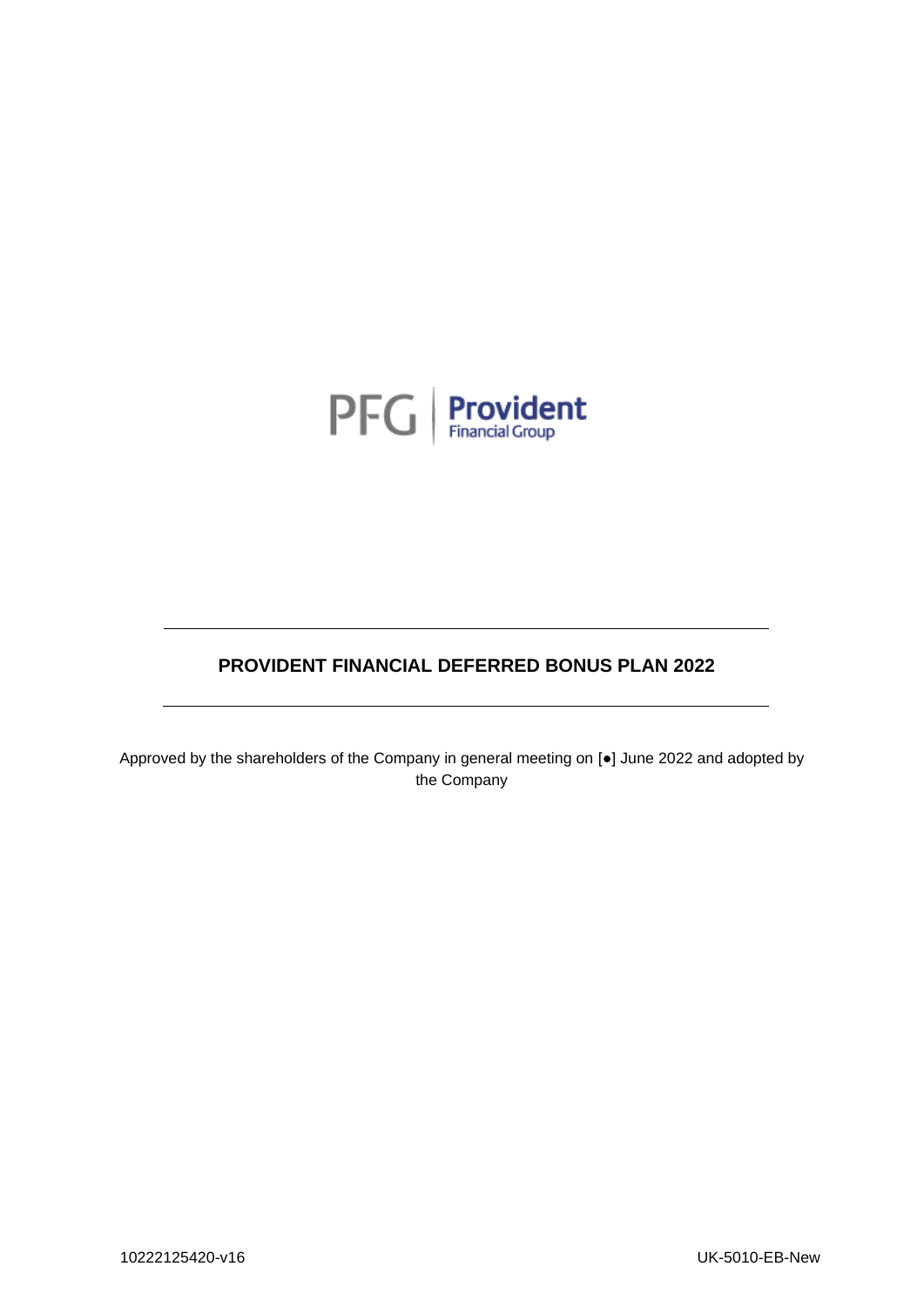PFG | Provident Financial Group

# PROVIDENT FINANCIAL DEFERRED BONUS PLAN 2022

Approved by the shareholders of the Company in general meeting on [●] June 2022 and adopted by the Company

10222125420-v16

UK-5010-EB-New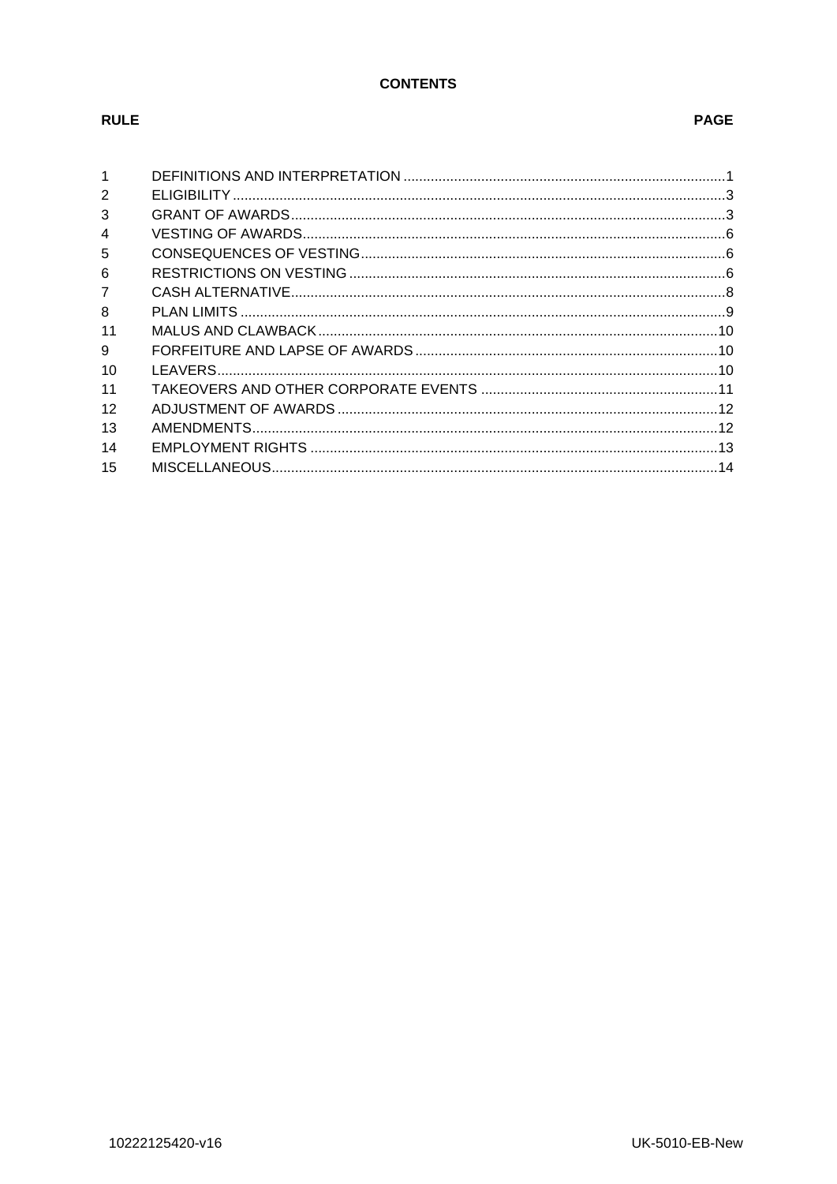**CONTENTS**

| RULE | | PAGE |
|---|---|---|
| 1 | DEFINITIONS AND INTERPRETATION | 1 |
| 2 | ELIGIBILITY | 3 |
| 3 | GRANT OF AWARDS | 3 |
| 4 | VESTING OF AWARDS | 6 |
| 5 | CONSEQUENCES OF VESTING | 6 |
| 6 | RESTRICTIONS ON VESTING | 6 |
| 7 | CASH ALTERNATIVE | 8 |
| 8 | PLAN LIMITS | 9 |
| 11 | MALUS AND CLAWBACK | 10 |
| 9 | FORFEITURE AND LAPSE OF AWARDS | 10 |
| 10 | LEAVERS | 10 |
| 11 | TAKEOVERS AND OTHER CORPORATE EVENTS | 11 |
| 12 | ADJUSTMENT OF AWARDS | 12 |
| 13 | AMENDMENTS | 12 |
| 14 | EMPLOYMENT RIGHTS | 13 |
| 15 | MISCELLANEOUS | 14 |

10222125420-v16 UK-5010-EB-New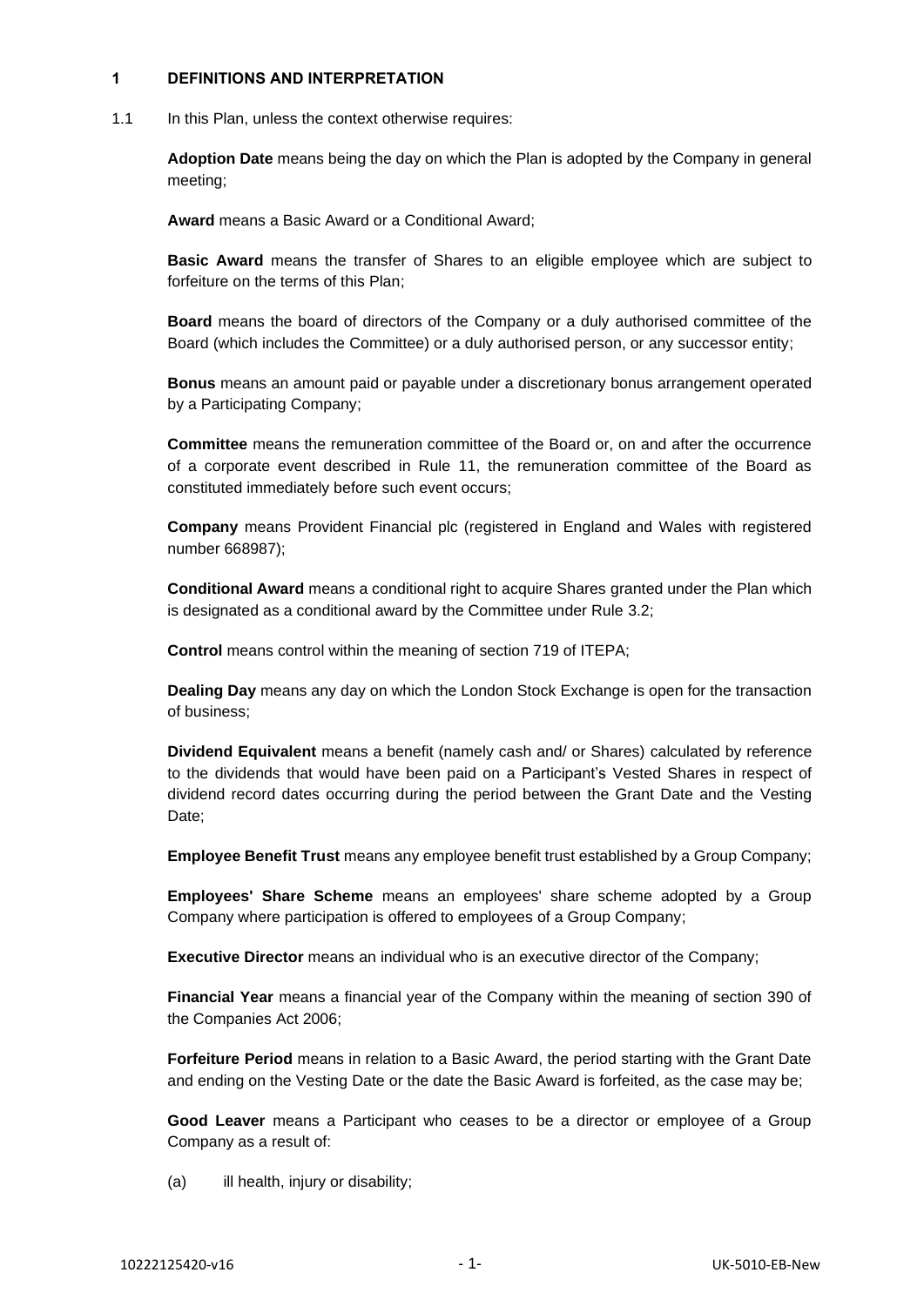## 1 DEFINITIONS AND INTERPRETATION

1.1 In this Plan, unless the context otherwise requires:

**Adoption Date** means being the day on which the Plan is adopted by the Company in general meeting;

**Award** means a Basic Award or a Conditional Award;

**Basic Award** means the transfer of Shares to an eligible employee which are subject to forfeiture on the terms of this Plan;

**Board** means the board of directors of the Company or a duly authorised committee of the Board (which includes the Committee) or a duly authorised person, or any successor entity;

**Bonus** means an amount paid or payable under a discretionary bonus arrangement operated by a Participating Company;

**Committee** means the remuneration committee of the Board or, on and after the occurrence of a corporate event described in Rule 11, the remuneration committee of the Board as constituted immediately before such event occurs;

**Company** means Provident Financial plc (registered in England and Wales with registered number 668987);

**Conditional Award** means a conditional right to acquire Shares granted under the Plan which is designated as a conditional award by the Committee under Rule 3.2;

**Control** means control within the meaning of section 719 of ITEPA;

**Dealing Day** means any day on which the London Stock Exchange is open for the transaction of business;

**Dividend Equivalent** means a benefit (namely cash and/ or Shares) calculated by reference to the dividends that would have been paid on a Participant's Vested Shares in respect of dividend record dates occurring during the period between the Grant Date and the Vesting Date;

**Employee Benefit Trust** means any employee benefit trust established by a Group Company;

**Employees' Share Scheme** means an employees' share scheme adopted by a Group Company where participation is offered to employees of a Group Company;

**Executive Director** means an individual who is an executive director of the Company;

**Financial Year** means a financial year of the Company within the meaning of section 390 of the Companies Act 2006;

**Forfeiture Period** means in relation to a Basic Award, the period starting with the Grant Date and ending on the Vesting Date or the date the Basic Award is forfeited, as the case may be;

**Good Leaver** means a Participant who ceases to be a director or employee of a Group Company as a result of:

(a) ill health, injury or disability;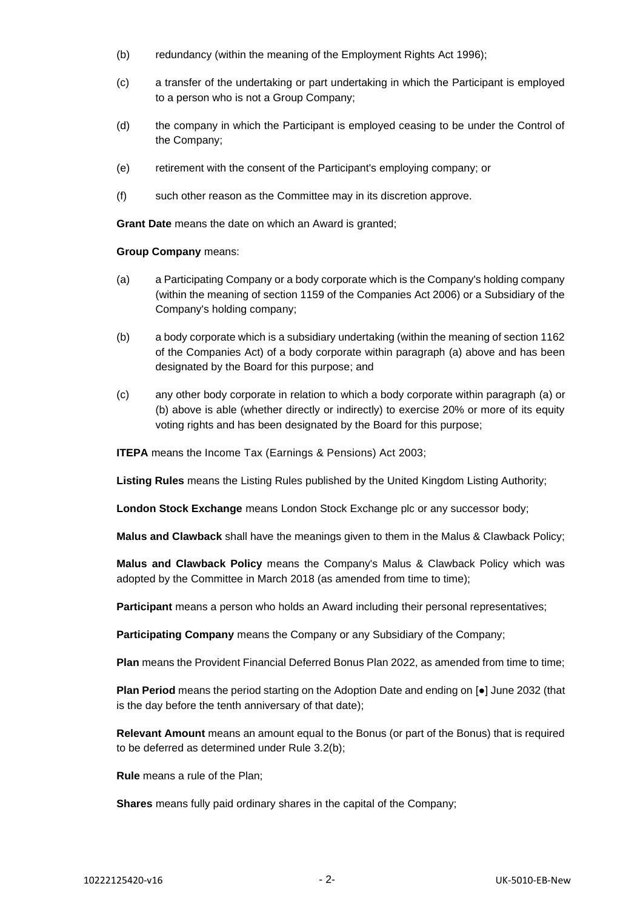(b) redundancy (within the meaning of the Employment Rights Act 1996);

(c) a transfer of the undertaking or part undertaking in which the Participant is employed to a person who is not a Group Company;

(d) the company in which the Participant is employed ceasing to be under the Control of the Company;

(e) retirement with the consent of the Participant's employing company; or

(f) such other reason as the Committee may in its discretion approve.

**Grant Date** means the date on which an Award is granted;

**Group Company** means:

(a) a Participating Company or a body corporate which is the Company's holding company (within the meaning of section 1159 of the Companies Act 2006) or a Subsidiary of the Company's holding company;

(b) a body corporate which is a subsidiary undertaking (within the meaning of section 1162 of the Companies Act) of a body corporate within paragraph (a) above and has been designated by the Board for this purpose; and

(c) any other body corporate in relation to which a body corporate within paragraph (a) or (b) above is able (whether directly or indirectly) to exercise 20% or more of its equity voting rights and has been designated by the Board for this purpose;

**ITEPA** means the Income Tax (Earnings & Pensions) Act 2003;

**Listing Rules** means the Listing Rules published by the United Kingdom Listing Authority;

**London Stock Exchange** means London Stock Exchange plc or any successor body;

**Malus and Clawback** shall have the meanings given to them in the Malus & Clawback Policy;

**Malus and Clawback Policy** means the Company's Malus & Clawback Policy which was adopted by the Committee in March 2018 (as amended from time to time);

**Participant** means a person who holds an Award including their personal representatives;

**Participating Company** means the Company or any Subsidiary of the Company;

**Plan** means the Provident Financial Deferred Bonus Plan 2022, as amended from time to time;

**Plan Period** means the period starting on the Adoption Date and ending on [●] June 2032 (that is the day before the tenth anniversary of that date);

**Relevant Amount** means an amount equal to the Bonus (or part of the Bonus) that is required to be deferred as determined under Rule 3.2(b);

**Rule** means a rule of the Plan;

**Shares** means fully paid ordinary shares in the capital of the Company;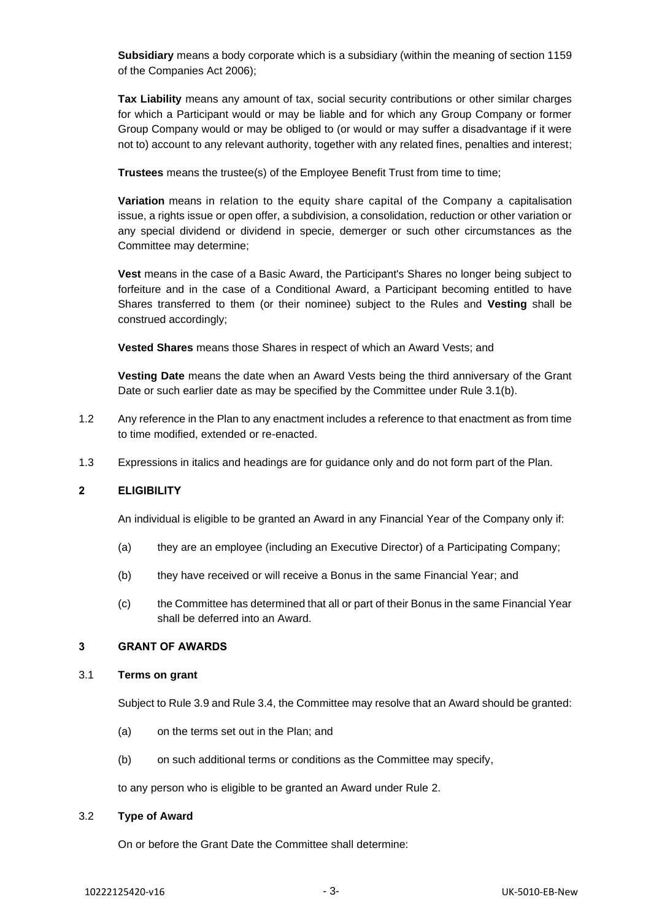**Subsidiary** means a body corporate which is a subsidiary (within the meaning of section 1159 of the Companies Act 2006);

**Tax Liability** means any amount of tax, social security contributions or other similar charges for which a Participant would or may be liable and for which any Group Company or former Group Company would or may be obliged to (or would or may suffer a disadvantage if it were not to) account to any relevant authority, together with any related fines, penalties and interest;

**Trustees** means the trustee(s) of the Employee Benefit Trust from time to time;

**Variation** means in relation to the equity share capital of the Company a capitalisation issue, a rights issue or open offer, a subdivision, a consolidation, reduction or other variation or any special dividend or dividend in specie, demerger or such other circumstances as the Committee may determine;

**Vest** means in the case of a Basic Award, the Participant's Shares no longer being subject to forfeiture and in the case of a Conditional Award, a Participant becoming entitled to have Shares transferred to them (or their nominee) subject to the Rules and **Vesting** shall be construed accordingly;

**Vested Shares** means those Shares in respect of which an Award Vests; and

**Vesting Date** means the date when an Award Vests being the third anniversary of the Grant Date or such earlier date as may be specified by the Committee under Rule 3.1(b).

1.2 Any reference in the Plan to any enactment includes a reference to that enactment as from time to time modified, extended or re-enacted.

1.3 Expressions in italics and headings are for guidance only and do not form part of the Plan.

## 2 ELIGIBILITY

An individual is eligible to be granted an Award in any Financial Year of the Company only if:

(a) they are an employee (including an Executive Director) of a Participating Company;

(b) they have received or will receive a Bonus in the same Financial Year; and

(c) the Committee has determined that all or part of their Bonus in the same Financial Year shall be deferred into an Award.

## 3 GRANT OF AWARDS

### 3.1 Terms on grant

Subject to Rule 3.9 and Rule 3.4, the Committee may resolve that an Award should be granted:

(a) on the terms set out in the Plan; and

(b) on such additional terms or conditions as the Committee may specify,

to any person who is eligible to be granted an Award under Rule 2.

### 3.2 Type of Award

On or before the Grant Date the Committee shall determine: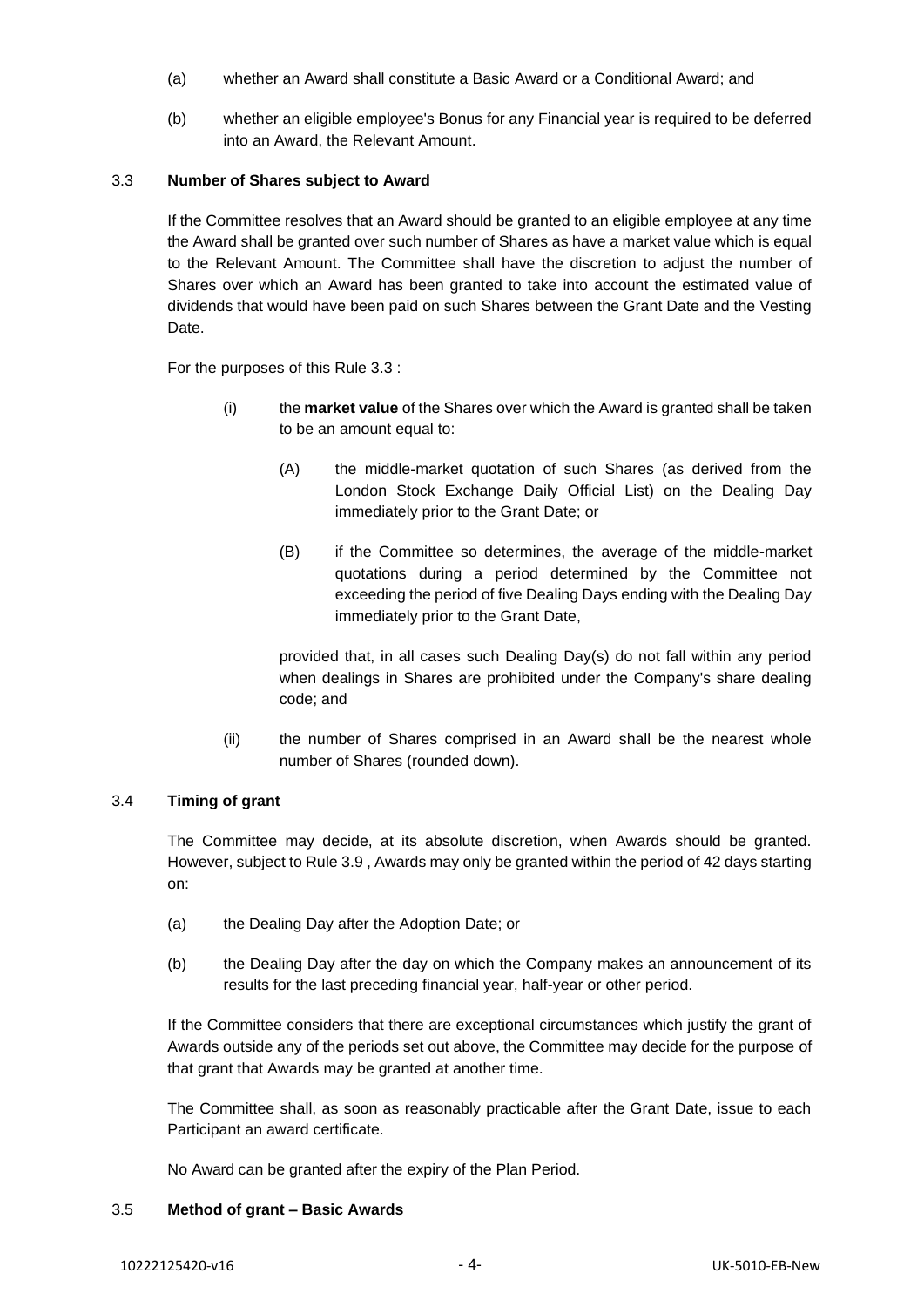(a) whether an Award shall constitute a Basic Award or a Conditional Award; and

(b) whether an eligible employee's Bonus for any Financial year is required to be deferred into an Award, the Relevant Amount.

### 3.3 **Number of Shares subject to Award**

If the Committee resolves that an Award should be granted to an eligible employee at any time the Award shall be granted over such number of Shares as have a market value which is equal to the Relevant Amount. The Committee shall have the discretion to adjust the number of Shares over which an Award has been granted to take into account the estimated value of dividends that would have been paid on such Shares between the Grant Date and the Vesting Date.

For the purposes of this Rule 3.3 :

(i) the **market value** of the Shares over which the Award is granted shall be taken to be an amount equal to:

(A) the middle-market quotation of such Shares (as derived from the London Stock Exchange Daily Official List) on the Dealing Day immediately prior to the Grant Date; or

(B) if the Committee so determines, the average of the middle-market quotations during a period determined by the Committee not exceeding the period of five Dealing Days ending with the Dealing Day immediately prior to the Grant Date,

provided that, in all cases such Dealing Day(s) do not fall within any period when dealings in Shares are prohibited under the Company's share dealing code; and

(ii) the number of Shares comprised in an Award shall be the nearest whole number of Shares (rounded down).

### 3.4 **Timing of grant**

The Committee may decide, at its absolute discretion, when Awards should be granted. However, subject to Rule 3.9 , Awards may only be granted within the period of 42 days starting on:

(a) the Dealing Day after the Adoption Date; or

(b) the Dealing Day after the day on which the Company makes an announcement of its results for the last preceding financial year, half-year or other period.

If the Committee considers that there are exceptional circumstances which justify the grant of Awards outside any of the periods set out above, the Committee may decide for the purpose of that grant that Awards may be granted at another time.

The Committee shall, as soon as reasonably practicable after the Grant Date, issue to each Participant an award certificate.

No Award can be granted after the expiry of the Plan Period.

### 3.5 **Method of grant – Basic Awards**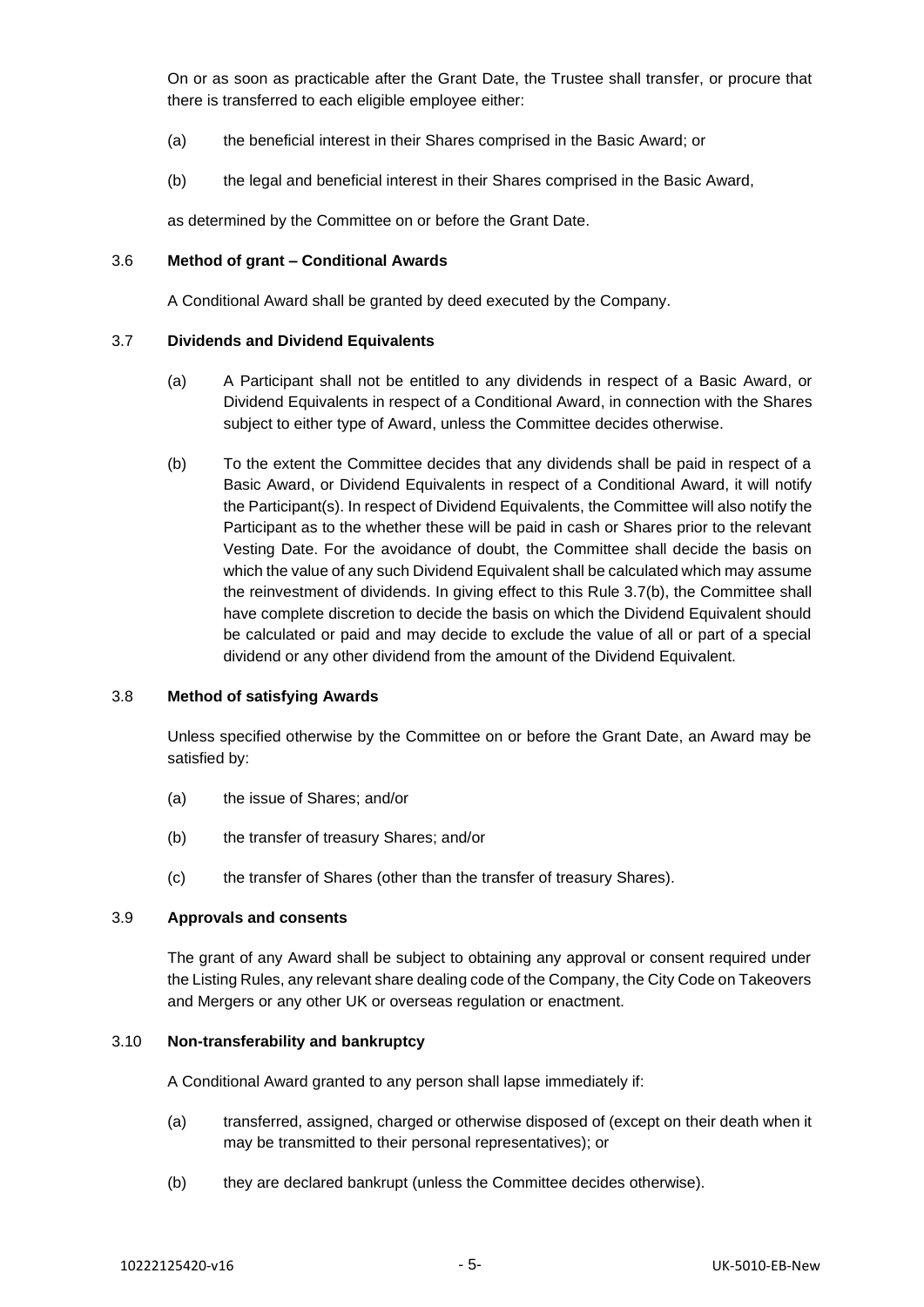On or as soon as practicable after the Grant Date, the Trustee shall transfer, or procure that there is transferred to each eligible employee either:

(a) the beneficial interest in their Shares comprised in the Basic Award; or

(b) the legal and beneficial interest in their Shares comprised in the Basic Award,

as determined by the Committee on or before the Grant Date.

### 3.6 **Method of grant – Conditional Awards**

A Conditional Award shall be granted by deed executed by the Company.

### 3.7 **Dividends and Dividend Equivalents**

(a) A Participant shall not be entitled to any dividends in respect of a Basic Award, or Dividend Equivalents in respect of a Conditional Award, in connection with the Shares subject to either type of Award, unless the Committee decides otherwise.

(b) To the extent the Committee decides that any dividends shall be paid in respect of a Basic Award, or Dividend Equivalents in respect of a Conditional Award, it will notify the Participant(s). In respect of Dividend Equivalents, the Committee will also notify the Participant as to the whether these will be paid in cash or Shares prior to the relevant Vesting Date. For the avoidance of doubt, the Committee shall decide the basis on which the value of any such Dividend Equivalent shall be calculated which may assume the reinvestment of dividends. In giving effect to this Rule 3.7(b), the Committee shall have complete discretion to decide the basis on which the Dividend Equivalent should be calculated or paid and may decide to exclude the value of all or part of a special dividend or any other dividend from the amount of the Dividend Equivalent.

### 3.8 **Method of satisfying Awards**

Unless specified otherwise by the Committee on or before the Grant Date, an Award may be satisfied by:

(a) the issue of Shares; and/or

(b) the transfer of treasury Shares; and/or

(c) the transfer of Shares (other than the transfer of treasury Shares).

### 3.9 **Approvals and consents**

The grant of any Award shall be subject to obtaining any approval or consent required under the Listing Rules, any relevant share dealing code of the Company, the City Code on Takeovers and Mergers or any other UK or overseas regulation or enactment.

### 3.10 **Non-transferability and bankruptcy**

A Conditional Award granted to any person shall lapse immediately if:

(a) transferred, assigned, charged or otherwise disposed of (except on their death when it may be transmitted to their personal representatives); or

(b) they are declared bankrupt (unless the Committee decides otherwise).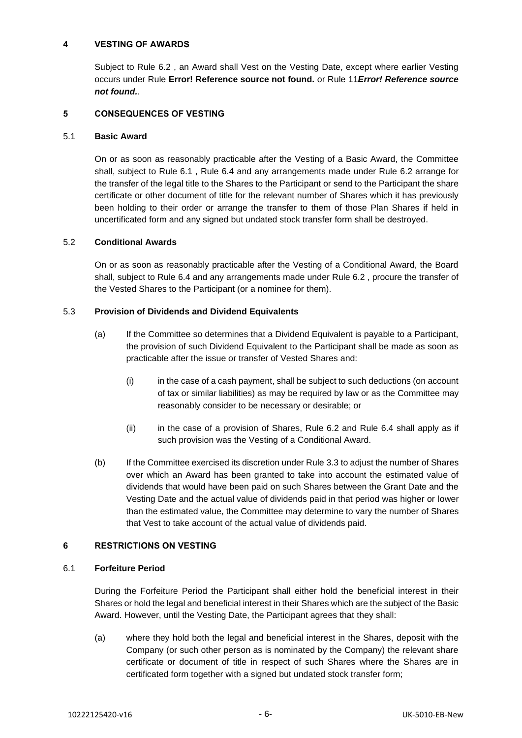## 4 VESTING OF AWARDS

Subject to Rule 6.2 , an Award shall Vest on the Vesting Date, except where earlier Vesting occurs under Rule **Error! Reference source not found.** or Rule 11***Error! Reference source not found.***.

## 5 CONSEQUENCES OF VESTING

### 5.1 Basic Award

On or as soon as reasonably practicable after the Vesting of a Basic Award, the Committee shall, subject to Rule 6.1 , Rule 6.4 and any arrangements made under Rule 6.2 arrange for the transfer of the legal title to the Shares to the Participant or send to the Participant the share certificate or other document of title for the relevant number of Shares which it has previously been holding to their order or arrange the transfer to them of those Plan Shares if held in uncertificated form and any signed but undated stock transfer form shall be destroyed.

### 5.2 Conditional Awards

On or as soon as reasonably practicable after the Vesting of a Conditional Award, the Board shall, subject to Rule 6.4 and any arrangements made under Rule 6.2 , procure the transfer of the Vested Shares to the Participant (or a nominee for them).

### 5.3 Provision of Dividends and Dividend Equivalents

(a) If the Committee so determines that a Dividend Equivalent is payable to a Participant, the provision of such Dividend Equivalent to the Participant shall be made as soon as practicable after the issue or transfer of Vested Shares and:

   (i) in the case of a cash payment, shall be subject to such deductions (on account of tax or similar liabilities) as may be required by law or as the Committee may reasonably consider to be necessary or desirable; or

   (ii) in the case of a provision of Shares, Rule 6.2 and Rule 6.4 shall apply as if such provision was the Vesting of a Conditional Award.

(b) If the Committee exercised its discretion under Rule 3.3 to adjust the number of Shares over which an Award has been granted to take into account the estimated value of dividends that would have been paid on such Shares between the Grant Date and the Vesting Date and the actual value of dividends paid in that period was higher or lower than the estimated value, the Committee may determine to vary the number of Shares that Vest to take account of the actual value of dividends paid.

## 6 RESTRICTIONS ON VESTING

### 6.1 Forfeiture Period

During the Forfeiture Period the Participant shall either hold the beneficial interest in their Shares or hold the legal and beneficial interest in their Shares which are the subject of the Basic Award. However, until the Vesting Date, the Participant agrees that they shall:

(a) where they hold both the legal and beneficial interest in the Shares, deposit with the Company (or such other person as is nominated by the Company) the relevant share certificate or document of title in respect of such Shares where the Shares are in certificated form together with a signed but undated stock transfer form;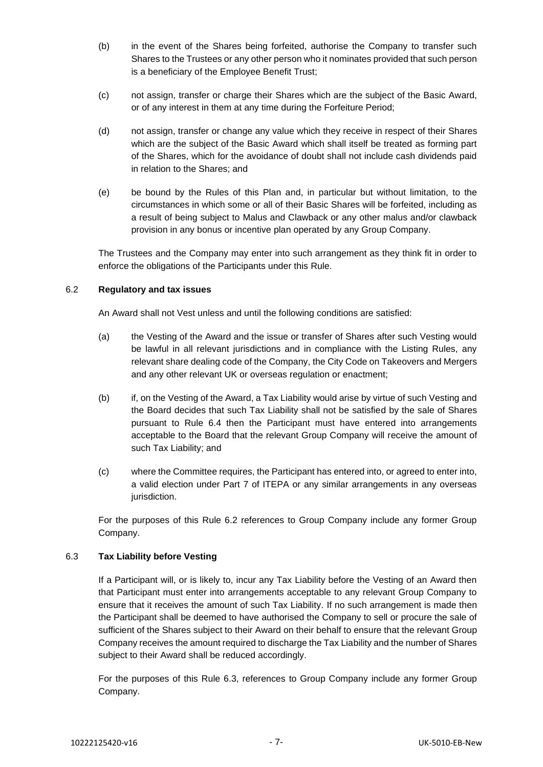(b) in the event of the Shares being forfeited, authorise the Company to transfer such Shares to the Trustees or any other person who it nominates provided that such person is a beneficiary of the Employee Benefit Trust;

(c) not assign, transfer or charge their Shares which are the subject of the Basic Award, or of any interest in them at any time during the Forfeiture Period;

(d) not assign, transfer or change any value which they receive in respect of their Shares which are the subject of the Basic Award which shall itself be treated as forming part of the Shares, which for the avoidance of doubt shall not include cash dividends paid in relation to the Shares; and

(e) be bound by the Rules of this Plan and, in particular but without limitation, to the circumstances in which some or all of their Basic Shares will be forfeited, including as a result of being subject to Malus and Clawback or any other malus and/or clawback provision in any bonus or incentive plan operated by any Group Company.

The Trustees and the Company may enter into such arrangement as they think fit in order to enforce the obligations of the Participants under this Rule.

### 6.2 Regulatory and tax issues

An Award shall not Vest unless and until the following conditions are satisfied:

(a) the Vesting of the Award and the issue or transfer of Shares after such Vesting would be lawful in all relevant jurisdictions and in compliance with the Listing Rules, any relevant share dealing code of the Company, the City Code on Takeovers and Mergers and any other relevant UK or overseas regulation or enactment;

(b) if, on the Vesting of the Award, a Tax Liability would arise by virtue of such Vesting and the Board decides that such Tax Liability shall not be satisfied by the sale of Shares pursuant to Rule 6.4 then the Participant must have entered into arrangements acceptable to the Board that the relevant Group Company will receive the amount of such Tax Liability; and

(c) where the Committee requires, the Participant has entered into, or agreed to enter into, a valid election under Part 7 of ITEPA or any similar arrangements in any overseas jurisdiction.

For the purposes of this Rule 6.2 references to Group Company include any former Group Company.

### 6.3 Tax Liability before Vesting

If a Participant will, or is likely to, incur any Tax Liability before the Vesting of an Award then that Participant must enter into arrangements acceptable to any relevant Group Company to ensure that it receives the amount of such Tax Liability. If no such arrangement is made then the Participant shall be deemed to have authorised the Company to sell or procure the sale of sufficient of the Shares subject to their Award on their behalf to ensure that the relevant Group Company receives the amount required to discharge the Tax Liability and the number of Shares subject to their Award shall be reduced accordingly.

For the purposes of this Rule 6.3, references to Group Company include any former Group Company.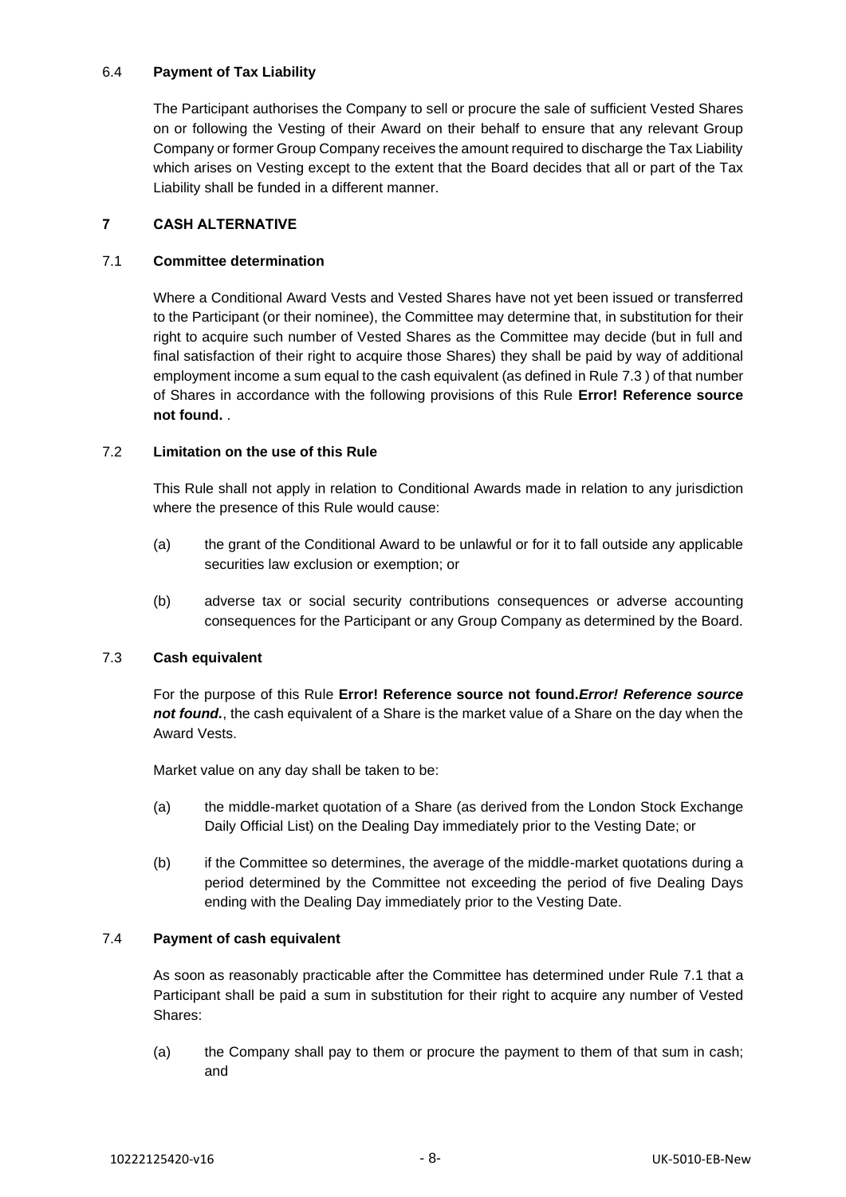6.4 **Payment of Tax Liability**

The Participant authorises the Company to sell or procure the sale of sufficient Vested Shares on or following the Vesting of their Award on their behalf to ensure that any relevant Group Company or former Group Company receives the amount required to discharge the Tax Liability which arises on Vesting except to the extent that the Board decides that all or part of the Tax Liability shall be funded in a different manner.

## 7 CASH ALTERNATIVE

7.1 **Committee determination**

Where a Conditional Award Vests and Vested Shares have not yet been issued or transferred to the Participant (or their nominee), the Committee may determine that, in substitution for their right to acquire such number of Vested Shares as the Committee may decide (but in full and final satisfaction of their right to acquire those Shares) they shall be paid by way of additional employment income a sum equal to the cash equivalent (as defined in Rule 7.3 ) of that number of Shares in accordance with the following provisions of this Rule **Error! Reference source not found.** .

7.2 **Limitation on the use of this Rule**

This Rule shall not apply in relation to Conditional Awards made in relation to any jurisdiction where the presence of this Rule would cause:

(a) the grant of the Conditional Award to be unlawful or for it to fall outside any applicable securities law exclusion or exemption; or

(b) adverse tax or social security contributions consequences or adverse accounting consequences for the Participant or any Group Company as determined by the Board.

7.3 **Cash equivalent**

For the purpose of this Rule **Error! Reference source not found.*Error! Reference source not found.***, the cash equivalent of a Share is the market value of a Share on the day when the Award Vests.

Market value on any day shall be taken to be:

(a) the middle-market quotation of a Share (as derived from the London Stock Exchange Daily Official List) on the Dealing Day immediately prior to the Vesting Date; or

(b) if the Committee so determines, the average of the middle-market quotations during a period determined by the Committee not exceeding the period of five Dealing Days ending with the Dealing Day immediately prior to the Vesting Date.

7.4 **Payment of cash equivalent**

As soon as reasonably practicable after the Committee has determined under Rule 7.1 that a Participant shall be paid a sum in substitution for their right to acquire any number of Vested Shares:

(a) the Company shall pay to them or procure the payment to them of that sum in cash; and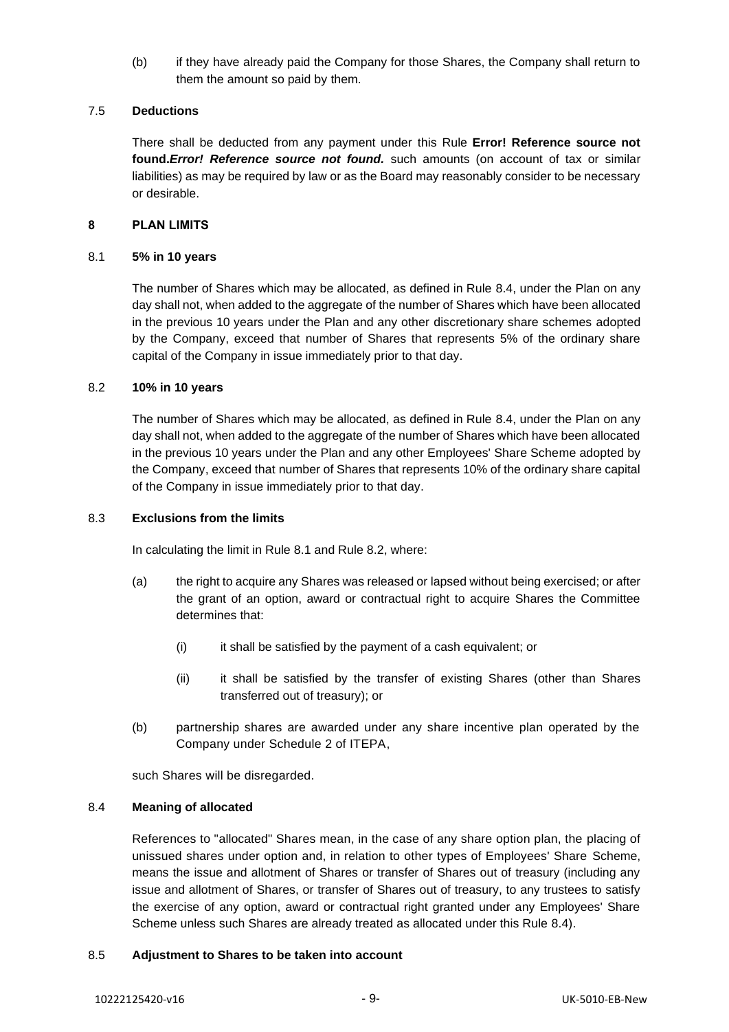(b) if they have already paid the Company for those Shares, the Company shall return to them the amount so paid by them.

7.5 **Deductions**

There shall be deducted from any payment under this Rule **Error! Reference source not found.*Error! Reference source not found.*** such amounts (on account of tax or similar liabilities) as may be required by law or as the Board may reasonably consider to be necessary or desirable.

## 8 PLAN LIMITS

8.1 **5% in 10 years**

The number of Shares which may be allocated, as defined in Rule 8.4, under the Plan on any day shall not, when added to the aggregate of the number of Shares which have been allocated in the previous 10 years under the Plan and any other discretionary share schemes adopted by the Company, exceed that number of Shares that represents 5% of the ordinary share capital of the Company in issue immediately prior to that day.

8.2 **10% in 10 years**

The number of Shares which may be allocated, as defined in Rule 8.4, under the Plan on any day shall not, when added to the aggregate of the number of Shares which have been allocated in the previous 10 years under the Plan and any other Employees' Share Scheme adopted by the Company, exceed that number of Shares that represents 10% of the ordinary share capital of the Company in issue immediately prior to that day.

8.3 **Exclusions from the limits**

In calculating the limit in Rule 8.1 and Rule 8.2, where:

(a) the right to acquire any Shares was released or lapsed without being exercised; or after the grant of an option, award or contractual right to acquire Shares the Committee determines that:

(i) it shall be satisfied by the payment of a cash equivalent; or

(ii) it shall be satisfied by the transfer of existing Shares (other than Shares transferred out of treasury); or

(b) partnership shares are awarded under any share incentive plan operated by the Company under Schedule 2 of ITEPA,

such Shares will be disregarded.

8.4 **Meaning of allocated**

References to "allocated" Shares mean, in the case of any share option plan, the placing of unissued shares under option and, in relation to other types of Employees' Share Scheme, means the issue and allotment of Shares or transfer of Shares out of treasury (including any issue and allotment of Shares, or transfer of Shares out of treasury, to any trustees to satisfy the exercise of any option, award or contractual right granted under any Employees' Share Scheme unless such Shares are already treated as allocated under this Rule 8.4).

8.5 **Adjustment to Shares to be taken into account**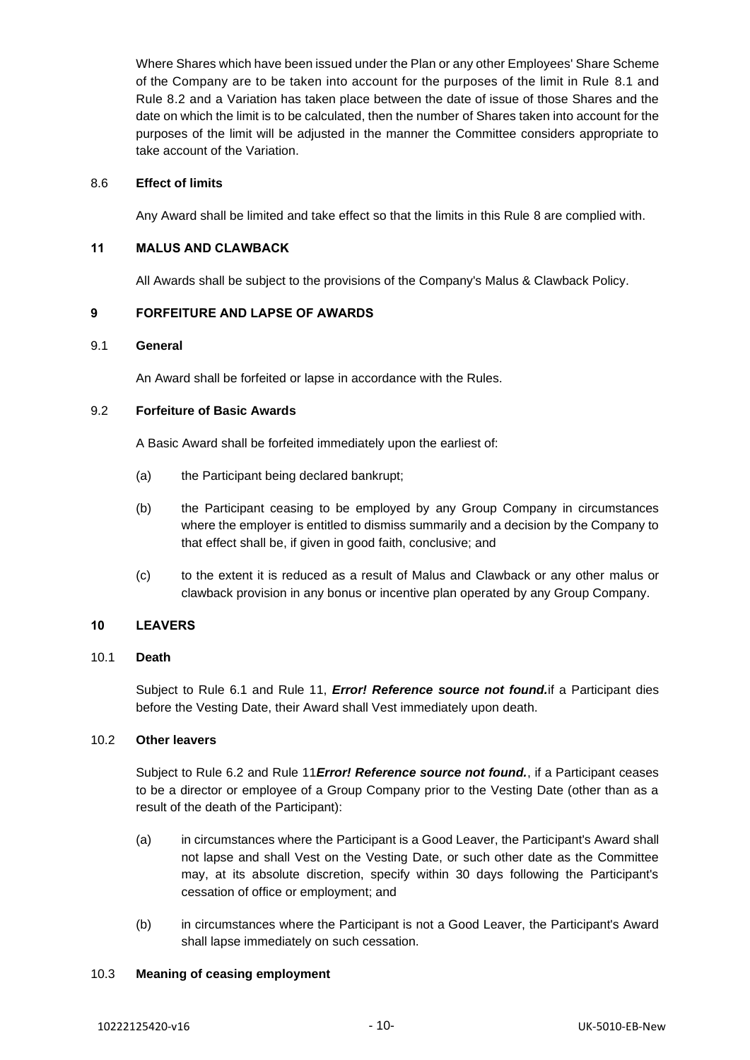Where Shares which have been issued under the Plan or any other Employees' Share Scheme of the Company are to be taken into account for the purposes of the limit in Rule 8.1 and Rule 8.2 and a Variation has taken place between the date of issue of those Shares and the date on which the limit is to be calculated, then the number of Shares taken into account for the purposes of the limit will be adjusted in the manner the Committee considers appropriate to take account of the Variation.

8.6 **Effect of limits**

Any Award shall be limited and take effect so that the limits in this Rule 8 are complied with.

## 11 MALUS AND CLAWBACK

All Awards shall be subject to the provisions of the Company's Malus & Clawback Policy.

## 9 FORFEITURE AND LAPSE OF AWARDS

9.1 **General**

An Award shall be forfeited or lapse in accordance with the Rules.

9.2 **Forfeiture of Basic Awards**

A Basic Award shall be forfeited immediately upon the earliest of:

(a) the Participant being declared bankrupt;

(b) the Participant ceasing to be employed by any Group Company in circumstances where the employer is entitled to dismiss summarily and a decision by the Company to that effect shall be, if given in good faith, conclusive; and

(c) to the extent it is reduced as a result of Malus and Clawback or any other malus or clawback provision in any bonus or incentive plan operated by any Group Company.

## 10 LEAVERS

10.1 **Death**

Subject to Rule 6.1 and Rule 11, ***Error! Reference source not found.***if a Participant dies before the Vesting Date, their Award shall Vest immediately upon death.

10.2 **Other leavers**

Subject to Rule 6.2 and Rule 11***Error! Reference source not found.***, if a Participant ceases to be a director or employee of a Group Company prior to the Vesting Date (other than as a result of the death of the Participant):

(a) in circumstances where the Participant is a Good Leaver, the Participant's Award shall not lapse and shall Vest on the Vesting Date, or such other date as the Committee may, at its absolute discretion, specify within 30 days following the Participant's cessation of office or employment; and

(b) in circumstances where the Participant is not a Good Leaver, the Participant's Award shall lapse immediately on such cessation.

10.3 **Meaning of ceasing employment**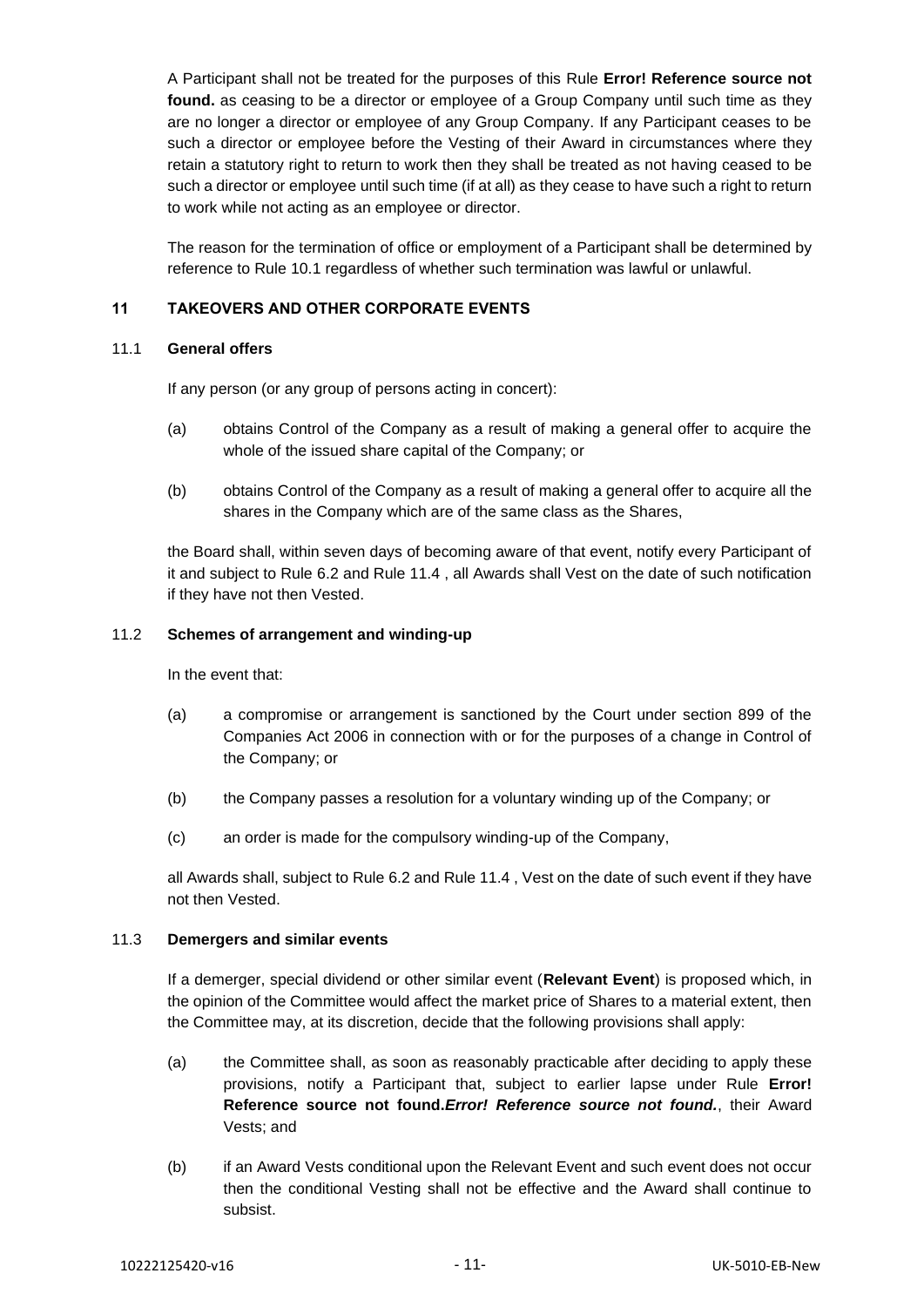A Participant shall not be treated for the purposes of this Rule **Error! Reference source not found.** as ceasing to be a director or employee of a Group Company until such time as they are no longer a director or employee of any Group Company. If any Participant ceases to be such a director or employee before the Vesting of their Award in circumstances where they retain a statutory right to return to work then they shall be treated as not having ceased to be such a director or employee until such time (if at all) as they cease to have such a right to return to work while not acting as an employee or director.

The reason for the termination of office or employment of a Participant shall be determined by reference to Rule 10.1 regardless of whether such termination was lawful or unlawful.

## 11 TAKEOVERS AND OTHER CORPORATE EVENTS

### 11.1 General offers

If any person (or any group of persons acting in concert):

(a) obtains Control of the Company as a result of making a general offer to acquire the whole of the issued share capital of the Company; or

(b) obtains Control of the Company as a result of making a general offer to acquire all the shares in the Company which are of the same class as the Shares,

the Board shall, within seven days of becoming aware of that event, notify every Participant of it and subject to Rule 6.2 and Rule 11.4 , all Awards shall Vest on the date of such notification if they have not then Vested.

### 11.2 Schemes of arrangement and winding-up

In the event that:

(a) a compromise or arrangement is sanctioned by the Court under section 899 of the Companies Act 2006 in connection with or for the purposes of a change in Control of the Company; or

(b) the Company passes a resolution for a voluntary winding up of the Company; or

(c) an order is made for the compulsory winding-up of the Company,

all Awards shall, subject to Rule 6.2 and Rule 11.4 , Vest on the date of such event if they have not then Vested.

### 11.3 Demergers and similar events

If a demerger, special dividend or other similar event (**Relevant Event**) is proposed which, in the opinion of the Committee would affect the market price of Shares to a material extent, then the Committee may, at its discretion, decide that the following provisions shall apply:

(a) the Committee shall, as soon as reasonably practicable after deciding to apply these provisions, notify a Participant that, subject to earlier lapse under Rule **Error! Reference source not found.*****Error! Reference source not found.***, their Award Vests; and

(b) if an Award Vests conditional upon the Relevant Event and such event does not occur then the conditional Vesting shall not be effective and the Award shall continue to subsist.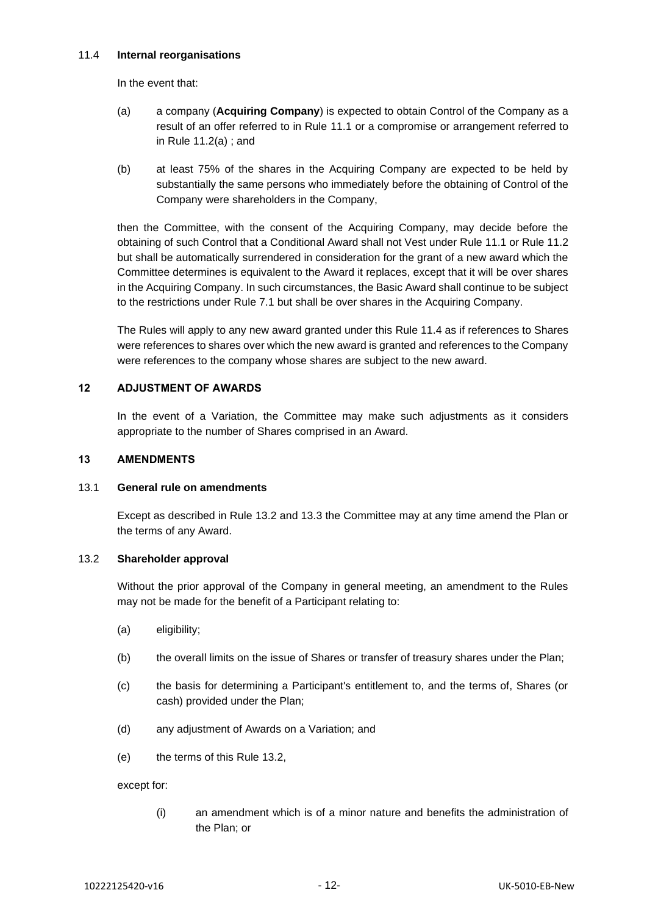### 11.4 Internal reorganisations

In the event that:

(a) a company (**Acquiring Company**) is expected to obtain Control of the Company as a result of an offer referred to in Rule 11.1 or a compromise or arrangement referred to in Rule 11.2(a) ; and

(b) at least 75% of the shares in the Acquiring Company are expected to be held by substantially the same persons who immediately before the obtaining of Control of the Company were shareholders in the Company,

then the Committee, with the consent of the Acquiring Company, may decide before the obtaining of such Control that a Conditional Award shall not Vest under Rule 11.1 or Rule 11.2 but shall be automatically surrendered in consideration for the grant of a new award which the Committee determines is equivalent to the Award it replaces, except that it will be over shares in the Acquiring Company. In such circumstances, the Basic Award shall continue to be subject to the restrictions under Rule 7.1 but shall be over shares in the Acquiring Company.

The Rules will apply to any new award granted under this Rule 11.4 as if references to Shares were references to shares over which the new award is granted and references to the Company were references to the company whose shares are subject to the new award.

## 12 ADJUSTMENT OF AWARDS

In the event of a Variation, the Committee may make such adjustments as it considers appropriate to the number of Shares comprised in an Award.

## 13 AMENDMENTS

### 13.1 General rule on amendments

Except as described in Rule 13.2 and 13.3 the Committee may at any time amend the Plan or the terms of any Award.

### 13.2 Shareholder approval

Without the prior approval of the Company in general meeting, an amendment to the Rules may not be made for the benefit of a Participant relating to:

(a) eligibility;

(b) the overall limits on the issue of Shares or transfer of treasury shares under the Plan;

(c) the basis for determining a Participant's entitlement to, and the terms of, Shares (or cash) provided under the Plan;

(d) any adjustment of Awards on a Variation; and

(e) the terms of this Rule 13.2,

except for:

(i) an amendment which is of a minor nature and benefits the administration of the Plan; or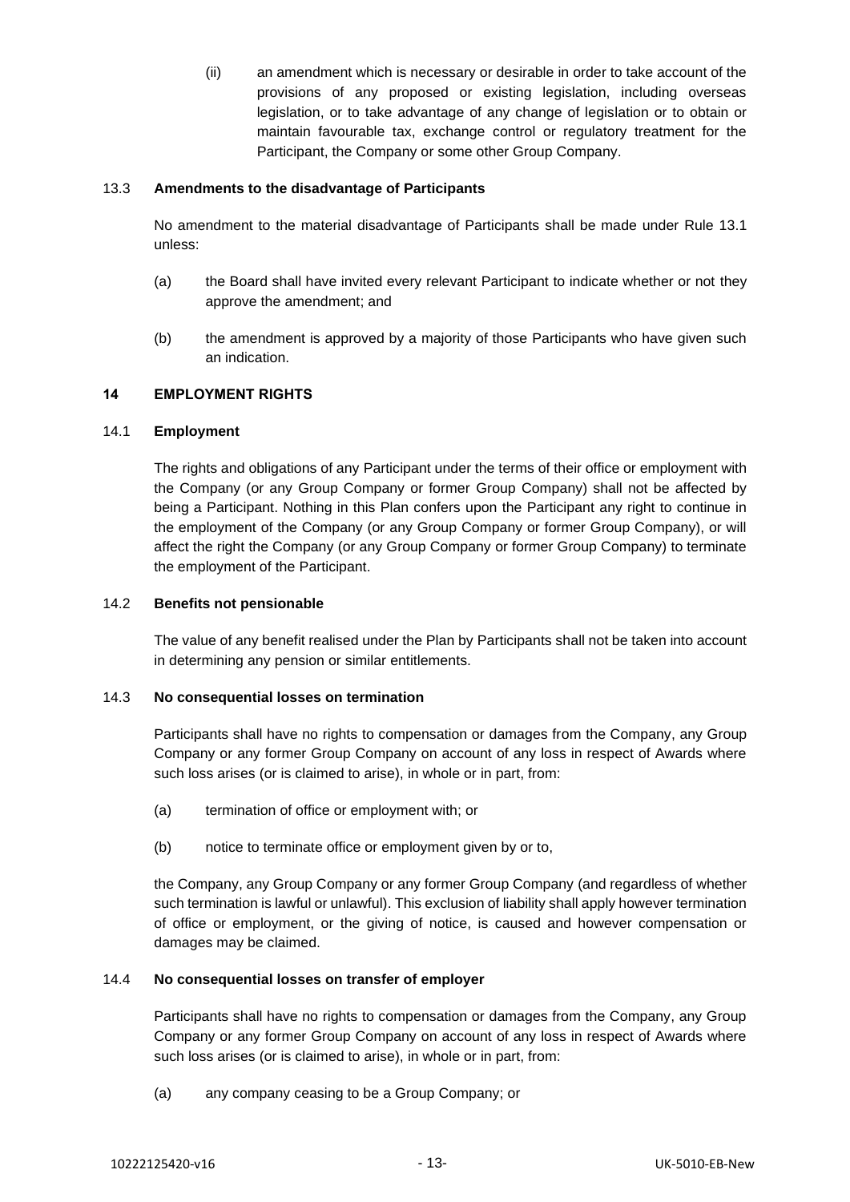(ii) an amendment which is necessary or desirable in order to take account of the provisions of any proposed or existing legislation, including overseas legislation, or to take advantage of any change of legislation or to obtain or maintain favourable tax, exchange control or regulatory treatment for the Participant, the Company or some other Group Company.

### 13.3 Amendments to the disadvantage of Participants

No amendment to the material disadvantage of Participants shall be made under Rule 13.1 unless:

(a) the Board shall have invited every relevant Participant to indicate whether or not they approve the amendment; and

(b) the amendment is approved by a majority of those Participants who have given such an indication.

## 14 EMPLOYMENT RIGHTS

### 14.1 Employment

The rights and obligations of any Participant under the terms of their office or employment with the Company (or any Group Company or former Group Company) shall not be affected by being a Participant. Nothing in this Plan confers upon the Participant any right to continue in the employment of the Company (or any Group Company or former Group Company), or will affect the right the Company (or any Group Company or former Group Company) to terminate the employment of the Participant.

### 14.2 Benefits not pensionable

The value of any benefit realised under the Plan by Participants shall not be taken into account in determining any pension or similar entitlements.

### 14.3 No consequential losses on termination

Participants shall have no rights to compensation or damages from the Company, any Group Company or any former Group Company on account of any loss in respect of Awards where such loss arises (or is claimed to arise), in whole or in part, from:

(a) termination of office or employment with; or

(b) notice to terminate office or employment given by or to,

the Company, any Group Company or any former Group Company (and regardless of whether such termination is lawful or unlawful). This exclusion of liability shall apply however termination of office or employment, or the giving of notice, is caused and however compensation or damages may be claimed.

### 14.4 No consequential losses on transfer of employer

Participants shall have no rights to compensation or damages from the Company, any Group Company or any former Group Company on account of any loss in respect of Awards where such loss arises (or is claimed to arise), in whole or in part, from:

(a) any company ceasing to be a Group Company; or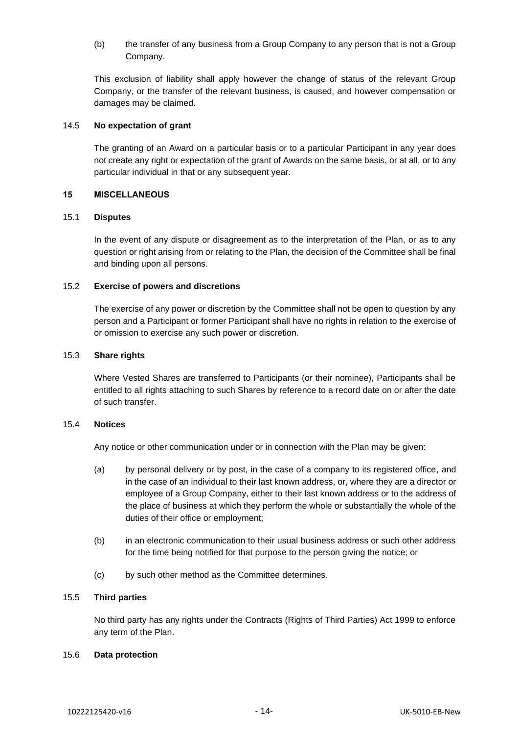(b) the transfer of any business from a Group Company to any person that is not a Group Company.

This exclusion of liability shall apply however the change of status of the relevant Group Company, or the transfer of the relevant business, is caused, and however compensation or damages may be claimed.

### 14.5 No expectation of grant

The granting of an Award on a particular basis or to a particular Participant in any year does not create any right or expectation of the grant of Awards on the same basis, or at all, or to any particular individual in that or any subsequent year.

## 15 MISCELLANEOUS

### 15.1 Disputes

In the event of any dispute or disagreement as to the interpretation of the Plan, or as to any question or right arising from or relating to the Plan, the decision of the Committee shall be final and binding upon all persons.

### 15.2 Exercise of powers and discretions

The exercise of any power or discretion by the Committee shall not be open to question by any person and a Participant or former Participant shall have no rights in relation to the exercise of or omission to exercise any such power or discretion.

### 15.3 Share rights

Where Vested Shares are transferred to Participants (or their nominee), Participants shall be entitled to all rights attaching to such Shares by reference to a record date on or after the date of such transfer.

### 15.4 Notices

Any notice or other communication under or in connection with the Plan may be given:

(a) by personal delivery or by post, in the case of a company to its registered office, and in the case of an individual to their last known address, or, where they are a director or employee of a Group Company, either to their last known address or to the address of the place of business at which they perform the whole or substantially the whole of the duties of their office or employment;

(b) in an electronic communication to their usual business address or such other address for the time being notified for that purpose to the person giving the notice; or

(c) by such other method as the Committee determines.

### 15.5 Third parties

No third party has any rights under the Contracts (Rights of Third Parties) Act 1999 to enforce any term of the Plan.

### 15.6 Data protection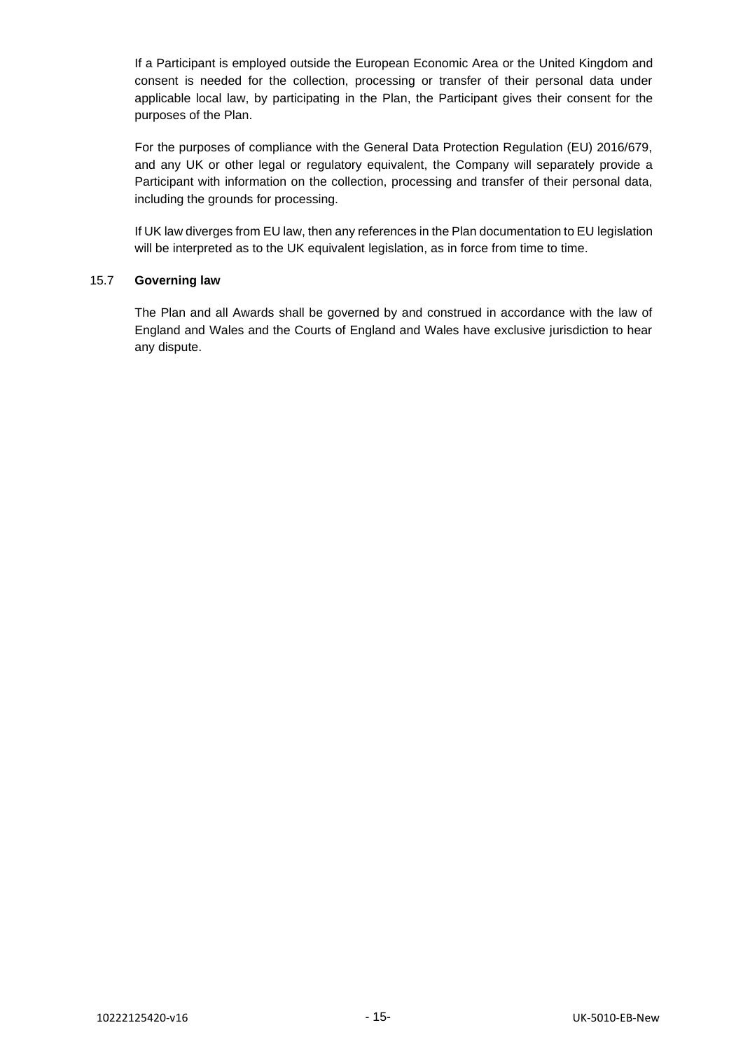If a Participant is employed outside the European Economic Area or the United Kingdom and consent is needed for the collection, processing or transfer of their personal data under applicable local law, by participating in the Plan, the Participant gives their consent for the purposes of the Plan.

For the purposes of compliance with the General Data Protection Regulation (EU) 2016/679, and any UK or other legal or regulatory equivalent, the Company will separately provide a Participant with information on the collection, processing and transfer of their personal data, including the grounds for processing.

If UK law diverges from EU law, then any references in the Plan documentation to EU legislation will be interpreted as to the UK equivalent legislation, as in force from time to time.

15.7 **Governing law**

The Plan and all Awards shall be governed by and construed in accordance with the law of England and Wales and the Courts of England and Wales have exclusive jurisdiction to hear any dispute.